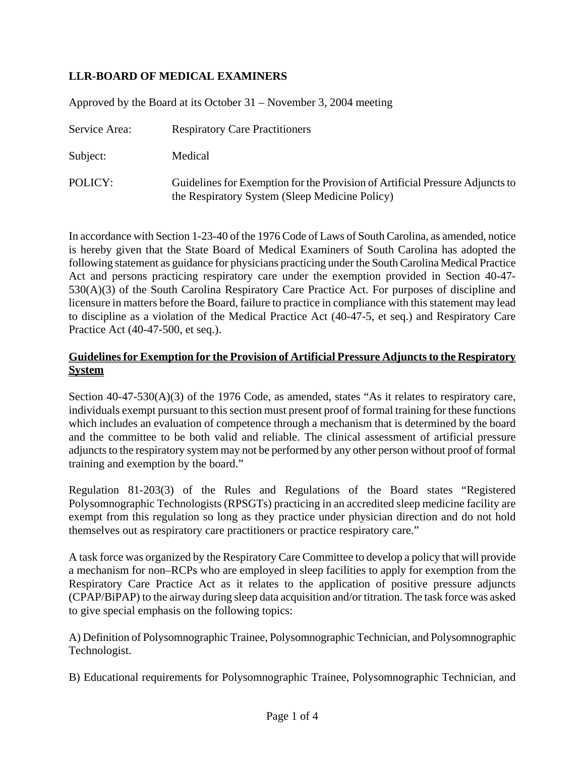**LLR-BOARD OF MEDICAL EXAMINERS**

Approved by the Board at its October 31 – November 3, 2004 meeting

| | |
|---|---|
| Service Area: | Respiratory Care Practitioners |
| Subject: | Medical |
| POLICY: | Guidelines for Exemption for the Provision of Artificial Pressure Adjuncts to the Respiratory System (Sleep Medicine Policy) |

In accordance with Section 1-23-40 of the 1976 Code of Laws of South Carolina, as amended, notice is hereby given that the State Board of Medical Examiners of South Carolina has adopted the following statement as guidance for physicians practicing under the South Carolina Medical Practice Act and persons practicing respiratory care under the exemption provided in Section 40-47-530(A)(3) of the South Carolina Respiratory Care Practice Act. For purposes of discipline and licensure in matters before the Board, failure to practice in compliance with this statement may lead to discipline as a violation of the Medical Practice Act (40-47-5, et seq.) and Respiratory Care Practice Act (40-47-500, et seq.).

## Guidelines for Exemption for the Provision of Artificial Pressure Adjuncts to the Respiratory System

Section 40-47-530(A)(3) of the 1976 Code, as amended, states "As it relates to respiratory care, individuals exempt pursuant to this section must present proof of formal training for these functions which includes an evaluation of competence through a mechanism that is determined by the board and the committee to be both valid and reliable. The clinical assessment of artificial pressure adjuncts to the respiratory system may not be performed by any other person without proof of formal training and exemption by the board."

Regulation 81-203(3) of the Rules and Regulations of the Board states "Registered Polysomnographic Technologists (RPSGTs) practicing in an accredited sleep medicine facility are exempt from this regulation so long as they practice under physician direction and do not hold themselves out as respiratory care practitioners or practice respiratory care."

A task force was organized by the Respiratory Care Committee to develop a policy that will provide a mechanism for non–RCPs who are employed in sleep facilities to apply for exemption from the Respiratory Care Practice Act as it relates to the application of positive pressure adjuncts (CPAP/BiPAP) to the airway during sleep data acquisition and/or titration. The task force was asked to give special emphasis on the following topics:

A) Definition of Polysomnographic Trainee, Polysomnographic Technician, and Polysomnographic Technologist.

B) Educational requirements for Polysomnographic Trainee, Polysomnographic Technician, and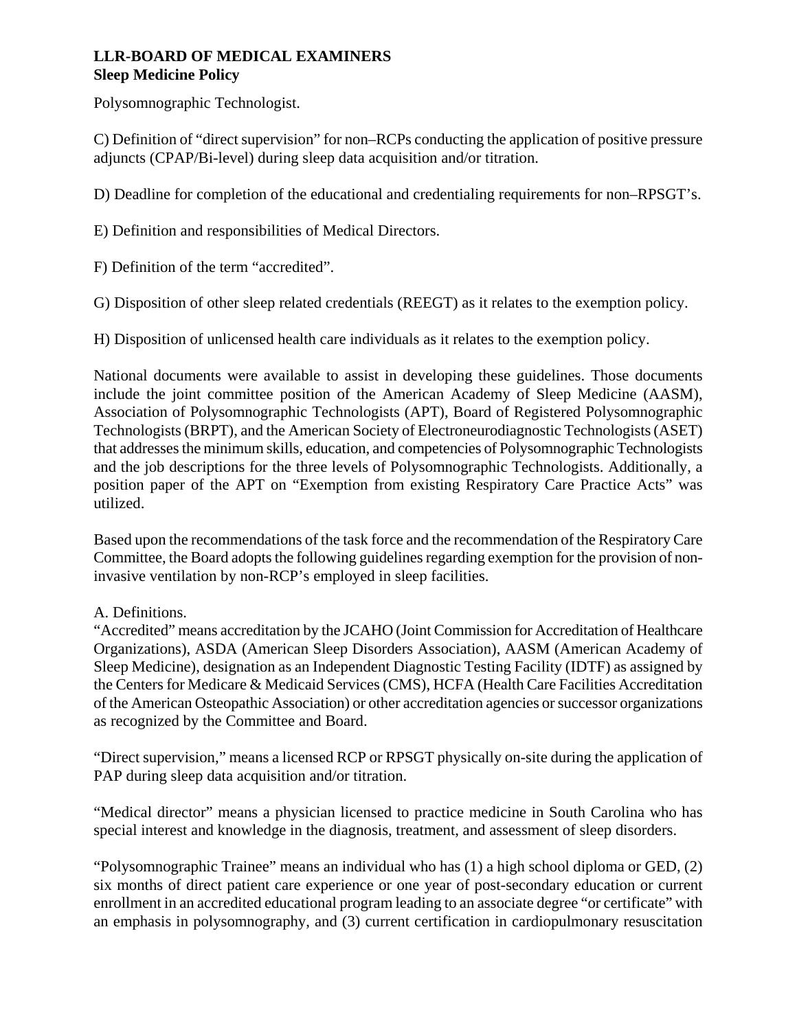Polysomnographic Technologist.

C) Definition of "direct supervision" for non–RCPs conducting the application of positive pressure adjuncts (CPAP/Bi-level) during sleep data acquisition and/or titration.

D) Deadline for completion of the educational and credentialing requirements for non–RPSGT's.

E) Definition and responsibilities of Medical Directors.

F) Definition of the term "accredited".

G) Disposition of other sleep related credentials (REEGT) as it relates to the exemption policy.

H) Disposition of unlicensed health care individuals as it relates to the exemption policy.

National documents were available to assist in developing these guidelines. Those documents include the joint committee position of the American Academy of Sleep Medicine (AASM), Association of Polysomnographic Technologists (APT), Board of Registered Polysomnographic Technologists (BRPT), and the American Society of Electroneurodiagnostic Technologists (ASET) that addresses the minimum skills, education, and competencies of Polysomnographic Technologists and the job descriptions for the three levels of Polysomnographic Technologists. Additionally, a position paper of the APT on "Exemption from existing Respiratory Care Practice Acts" was utilized.

Based upon the recommendations of the task force and the recommendation of the Respiratory Care Committee, the Board adopts the following guidelines regarding exemption for the provision of non-invasive ventilation by non-RCP's employed in sleep facilities.

A. Definitions.

"Accredited" means accreditation by the JCAHO (Joint Commission for Accreditation of Healthcare Organizations), ASDA (American Sleep Disorders Association), AASM (American Academy of Sleep Medicine), designation as an Independent Diagnostic Testing Facility (IDTF) as assigned by the Centers for Medicare & Medicaid Services (CMS), HCFA (Health Care Facilities Accreditation of the American Osteopathic Association) or other accreditation agencies or successor organizations as recognized by the Committee and Board.

"Direct supervision," means a licensed RCP or RPSGT physically on-site during the application of PAP during sleep data acquisition and/or titration.

"Medical director" means a physician licensed to practice medicine in South Carolina who has special interest and knowledge in the diagnosis, treatment, and assessment of sleep disorders.

"Polysomnographic Trainee" means an individual who has (1) a high school diploma or GED, (2) six months of direct patient care experience or one year of post-secondary education or current enrollment in an accredited educational program leading to an associate degree "or certificate" with an emphasis in polysomnography, and (3) current certification in cardiopulmonary resuscitation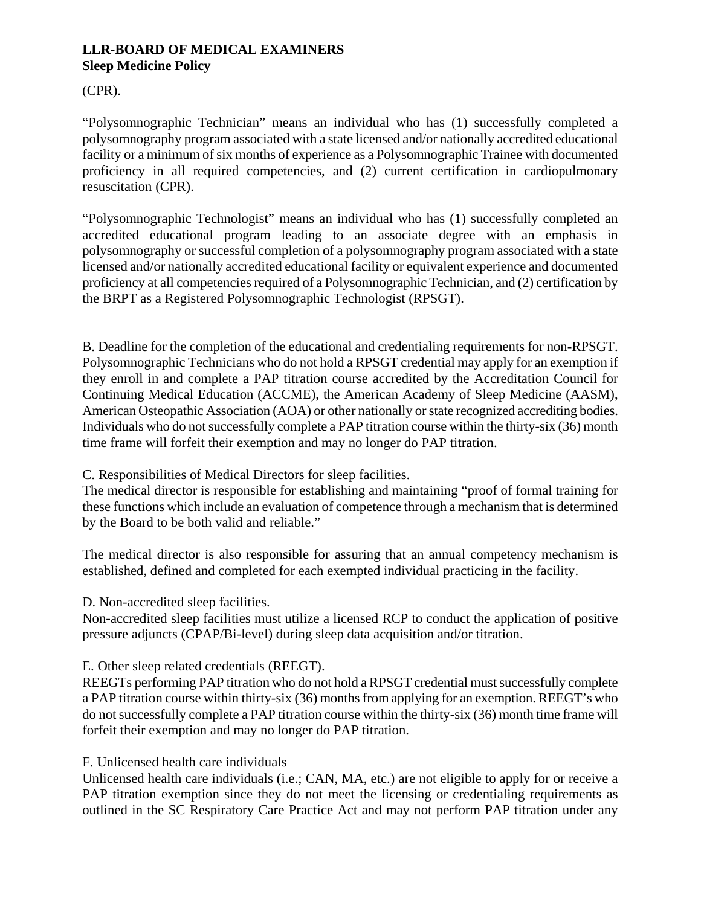(CPR).

"Polysomnographic Technician" means an individual who has (1) successfully completed a polysomnography program associated with a state licensed and/or nationally accredited educational facility or a minimum of six months of experience as a Polysomnographic Trainee with documented proficiency in all required competencies, and (2) current certification in cardiopulmonary resuscitation (CPR).

"Polysomnographic Technologist" means an individual who has (1) successfully completed an accredited educational program leading to an associate degree with an emphasis in polysomnography or successful completion of a polysomnography program associated with a state licensed and/or nationally accredited educational facility or equivalent experience and documented proficiency at all competencies required of a Polysomnographic Technician, and (2) certification by the BRPT as a Registered Polysomnographic Technologist (RPSGT).

B. Deadline for the completion of the educational and credentialing requirements for non-RPSGT. Polysomnographic Technicians who do not hold a RPSGT credential may apply for an exemption if they enroll in and complete a PAP titration course accredited by the Accreditation Council for Continuing Medical Education (ACCME), the American Academy of Sleep Medicine (AASM), American Osteopathic Association (AOA) or other nationally or state recognized accrediting bodies. Individuals who do not successfully complete a PAP titration course within the thirty-six (36) month time frame will forfeit their exemption and may no longer do PAP titration.

C. Responsibilities of Medical Directors for sleep facilities.
The medical director is responsible for establishing and maintaining "proof of formal training for these functions which include an evaluation of competence through a mechanism that is determined by the Board to be both valid and reliable."

The medical director is also responsible for assuring that an annual competency mechanism is established, defined and completed for each exempted individual practicing in the facility.

D. Non-accredited sleep facilities.
Non-accredited sleep facilities must utilize a licensed RCP to conduct the application of positive pressure adjuncts (CPAP/Bi-level) during sleep data acquisition and/or titration.

E. Other sleep related credentials (REEGT).
REEGTs performing PAP titration who do not hold a RPSGT credential must successfully complete a PAP titration course within thirty-six (36) months from applying for an exemption. REEGT's who do not successfully complete a PAP titration course within the thirty-six (36) month time frame will forfeit their exemption and may no longer do PAP titration.

F. Unlicensed health care individuals
Unlicensed health care individuals (i.e.; CAN, MA, etc.) are not eligible to apply for or receive a PAP titration exemption since they do not meet the licensing or credentialing requirements as outlined in the SC Respiratory Care Practice Act and may not perform PAP titration under any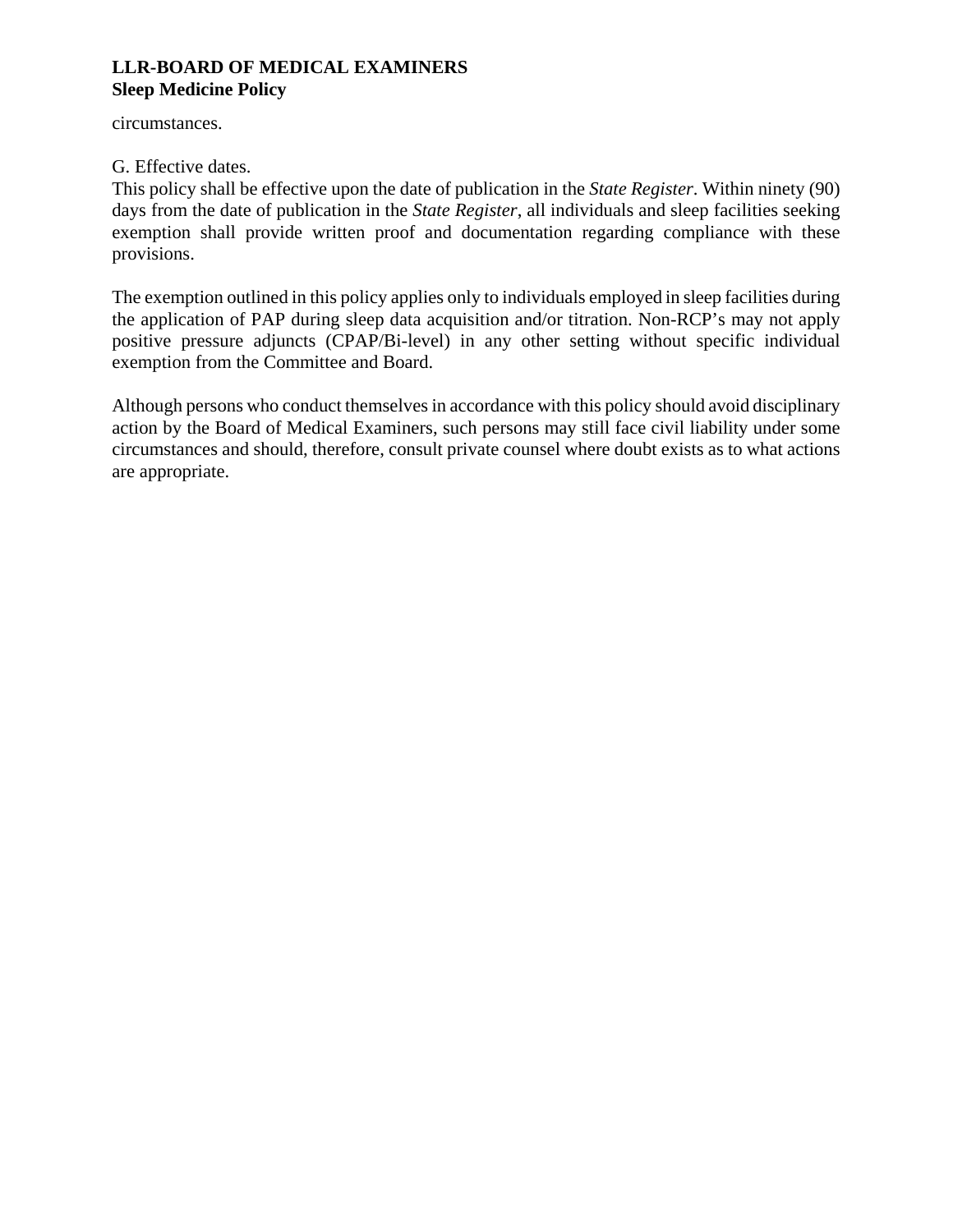circumstances.

G. Effective dates.

This policy shall be effective upon the date of publication in the *State Register*. Within ninety (90) days from the date of publication in the *State Register*, all individuals and sleep facilities seeking exemption shall provide written proof and documentation regarding compliance with these provisions.

The exemption outlined in this policy applies only to individuals employed in sleep facilities during the application of PAP during sleep data acquisition and/or titration. Non-RCP's may not apply positive pressure adjuncts (CPAP/Bi-level) in any other setting without specific individual exemption from the Committee and Board.

Although persons who conduct themselves in accordance with this policy should avoid disciplinary action by the Board of Medical Examiners, such persons may still face civil liability under some circumstances and should, therefore, consult private counsel where doubt exists as to what actions are appropriate.